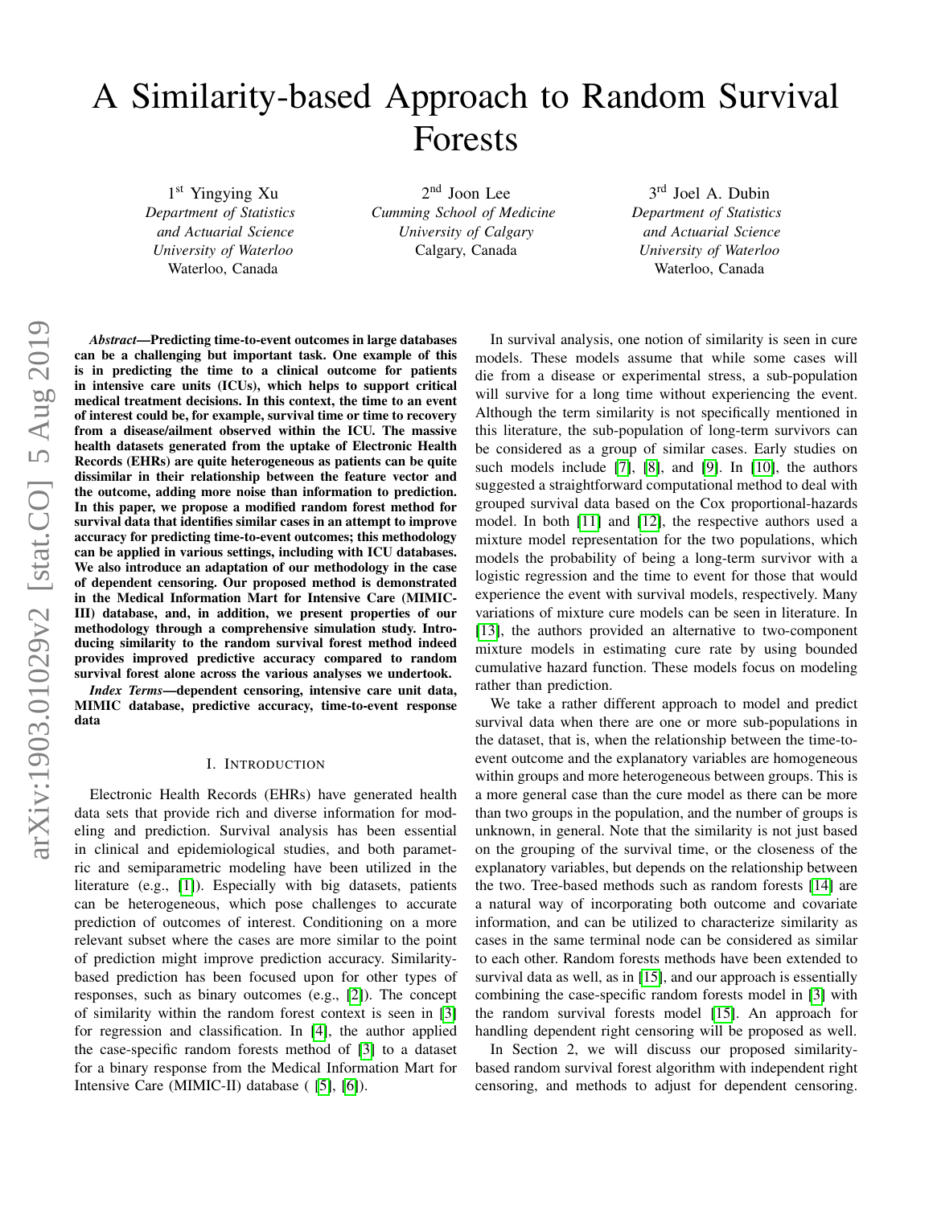# A Similarity-based Approach to Random Survival Forests

1st Yingying Xu
*Department of Statistics and Actuarial Science*
*University of Waterloo*
Waterloo, Canada

2nd Joon Lee
*Cumming School of Medicine*
*University of Calgary*
Calgary, Canada

3rd Joel A. Dubin
*Department of Statistics and Actuarial Science*
*University of Waterloo*
Waterloo, Canada

***Abstract*—Predicting time-to-event outcomes in large databases can be a challenging but important task. One example of this is in predicting the time to a clinical outcome for patients in intensive care units (ICUs), which helps to support critical medical treatment decisions. In this context, the time to an event of interest could be, for example, survival time or time to recovery from a disease/ailment observed within the ICU. The massive health datasets generated from the uptake of Electronic Health Records (EHRs) are quite heterogeneous as patients can be quite dissimilar in their relationship between the feature vector and the outcome, adding more noise than information to prediction. In this paper, we propose a modified random forest method for survival data that identifies similar cases in an attempt to improve accuracy for predicting time-to-event outcomes; this methodology can be applied in various settings, including with ICU databases. We also introduce an adaptation of our methodology in the case of dependent censoring. Our proposed method is demonstrated in the Medical Information Mart for Intensive Care (MIMIC-III) database, and, in addition, we present properties of our methodology through a comprehensive simulation study. Introducing similarity to the random survival forest method indeed provides improved predictive accuracy compared to random survival forest alone across the various analyses we undertook.**

***Index Terms*—dependent censoring, intensive care unit data, MIMIC database, predictive accuracy, time-to-event response data**

## I. Introduction

Electronic Health Records (EHRs) have generated health data sets that provide rich and diverse information for modeling and prediction. Survival analysis has been essential in clinical and epidemiological studies, and both parametric and semiparametric modeling have been utilized in the literature (e.g., [1]). Especially with big datasets, patients can be heterogeneous, which pose challenges to accurate prediction of outcomes of interest. Conditioning on a more relevant subset where the cases are more similar to the point of prediction might improve prediction accuracy. Similarity-based prediction has been focused upon for other types of responses, such as binary outcomes (e.g., [2]). The concept of similarity within the random forest context is seen in [3] for regression and classification. In [4], the author applied the case-specific random forests method of [3] to a dataset for a binary response from the Medical Information Mart for Intensive Care (MIMIC-II) database ( [5], [6]).

In survival analysis, one notion of similarity is seen in cure models. These models assume that while some cases will die from a disease or experimental stress, a sub-population will survive for a long time without experiencing the event. Although the term similarity is not specifically mentioned in this literature, the sub-population of long-term survivors can be considered as a group of similar cases. Early studies on such models include [7], [8], and [9]. In [10], the authors suggested a straightforward computational method to deal with grouped survival data based on the Cox proportional-hazards model. In both [11] and [12], the respective authors used a mixture model representation for the two populations, which models the probability of being a long-term survivor with a logistic regression and the time to event for those that would experience the event with survival models, respectively. Many variations of mixture cure models can be seen in literature. In [13], the authors provided an alternative to two-component mixture models in estimating cure rate by using bounded cumulative hazard function. These models focus on modeling rather than prediction.

We take a rather different approach to model and predict survival data when there are one or more sub-populations in the dataset, that is, when the relationship between the time-to-event outcome and the explanatory variables are homogeneous within groups and more heterogeneous between groups. This is a more general case than the cure model as there can be more than two groups in the population, and the number of groups is unknown, in general. Note that the similarity is not just based on the grouping of the survival time, or the closeness of the explanatory variables, but depends on the relationship between the two. Tree-based methods such as random forests [14] are a natural way of incorporating both outcome and covariate information, and can be utilized to characterize similarity as cases in the same terminal node can be considered as similar to each other. Random forests methods have been extended to survival data as well, as in [15], and our approach is essentially combining the case-specific random forests model in [3] with the random survival forests model [15]. An approach for handling dependent right censoring will be proposed as well.

In Section 2, we will discuss our proposed similarity-based random survival forest algorithm with independent right censoring, and methods to adjust for dependent censoring.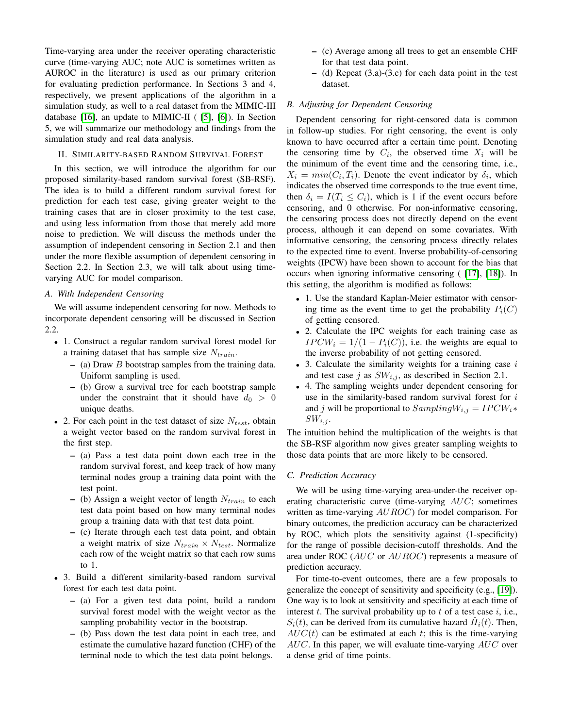Time-varying area under the receiver operating characteristic curve (time-varying AUC; note AUC is sometimes written as AUROC in the literature) is used as our primary criterion for evaluating prediction performance. In Sections 3 and 4, respectively, we present applications of the algorithm in a simulation study, as well to a real dataset from the MIMIC-III database [16], an update to MIMIC-II ( [5], [6]). In Section 5, we will summarize our methodology and findings from the simulation study and real data analysis.

## II. Similarity-based Random Survival Forest

In this section, we will introduce the algorithm for our proposed similarity-based random survival forest (SB-RSF). The idea is to build a different random survival forest for prediction for each test case, giving greater weight to the training cases that are in closer proximity to the test case, and using less information from those that merely add more noise to prediction. We will discuss the methods under the assumption of independent censoring in Section 2.1 and then under the more flexible assumption of dependent censoring in Section 2.2. In Section 2.3, we will talk about using time-varying AUC for model comparison.

### A. With Independent Censoring

We will assume independent censoring for now. Methods to incorporate dependent censoring will be discussed in Section 2.2.

- 1. Construct a regular random survival forest model for a training dataset that has sample size $N_{train}$.
  - (a) Draw $B$ bootstrap samples from the training data. Uniform sampling is used.
  - (b) Grow a survival tree for each bootstrap sample under the constraint that it should have $d_0 > 0$ unique deaths.
- 2. For each point in the test dataset of size $N_{test}$, obtain a weight vector based on the random survival forest in the first step.
  - (a) Pass a test data point down each tree in the random survival forest, and keep track of how many terminal nodes group a training data point with the test point.
  - (b) Assign a weight vector of length $N_{train}$ to each test data point based on how many terminal nodes group a training data with that test data point.
  - (c) Iterate through each test data point, and obtain a weight matrix of size $N_{train} \times N_{test}$. Normalize each row of the weight matrix so that each row sums to 1.
- 3. Build a different similarity-based random survival forest for each test data point.
  - (a) For a given test data point, build a random survival forest model with the weight vector as the sampling probability vector in the bootstrap.
  - (b) Pass down the test data point in each tree, and estimate the cumulative hazard function (CHF) of the terminal node to which the test data point belongs.
  - (c) Average among all trees to get an ensemble CHF for that test data point.
  - (d) Repeat (3.a)-(3.c) for each data point in the test dataset.

### B. Adjusting for Dependent Censoring

Dependent censoring for right-censored data is common in follow-up studies. For right censoring, the event is only known to have occurred after a certain time point. Denoting the censoring time by $C_i$, the observed time $X_i$ will be the minimum of the event time and the censoring time, i.e., $X_i = min(C_i, T_i)$. Denote the event indicator by $\delta_i$, which indicates the observed time corresponds to the true event time, then $\delta_i = I(T_i \leq C_i)$, which is 1 if the event occurs before censoring, and 0 otherwise. For non-informative censoring, the censoring process does not directly depend on the event process, although it can depend on some covariates. With informative censoring, the censoring process directly relates to the expected time to event. Inverse probability-of-censoring weights (IPCW) have been shown to account for the bias that occurs when ignoring informative censoring ( [17], [18]). In this setting, the algorithm is modified as follows:

- 1. Use the standard Kaplan-Meier estimator with censoring time as the event time to get the probability $P_i(C)$ of getting censored.
- 2. Calculate the IPC weights for each training case as $IPCW_i = 1/(1 - P_i(C))$, i.e. the weights are equal to the inverse probability of not getting censored.
- 3. Calculate the similarity weights for a training case $i$ and test case $j$ as $SW_{i,j}$, as described in Section 2.1.
- 4. The sampling weights under dependent censoring for use in the similarity-based random survival forest for $i$ and $j$ will be proportional to $SamplingW_{i,j} = IPCW_i * SW_{i,j}$.

The intuition behind the multiplication of the weights is that the SB-RSF algorithm now gives greater sampling weights to those data points that are more likely to be censored.

### C. Prediction Accuracy

We will be using time-varying area-under-the receiver operating characteristic curve (time-varying $AUC$; sometimes written as time-varying $AUROC$) for model comparison. For binary outcomes, the prediction accuracy can be characterized by ROC, which plots the sensitivity against (1-specificity) for the range of possible decision-cutoff thresholds. And the area under ROC ($AUC$ or $AUROC$) represents a measure of prediction accuracy.

For time-to-event outcomes, there are a few proposals to generalize the concept of sensitivity and specificity (e.g., [19]). One way is to look at sensitivity and specificity at each time of interest $t$. The survival probability up to $t$ of a test case $i$, i.e., $S_i(t)$, can be derived from its cumulative hazard $\hat{H}_i(t)$. Then, $AUC(t)$ can be estimated at each $t$; this is the time-varying $AUC$. In this paper, we will evaluate time-varying $AUC$ over a dense grid of time points.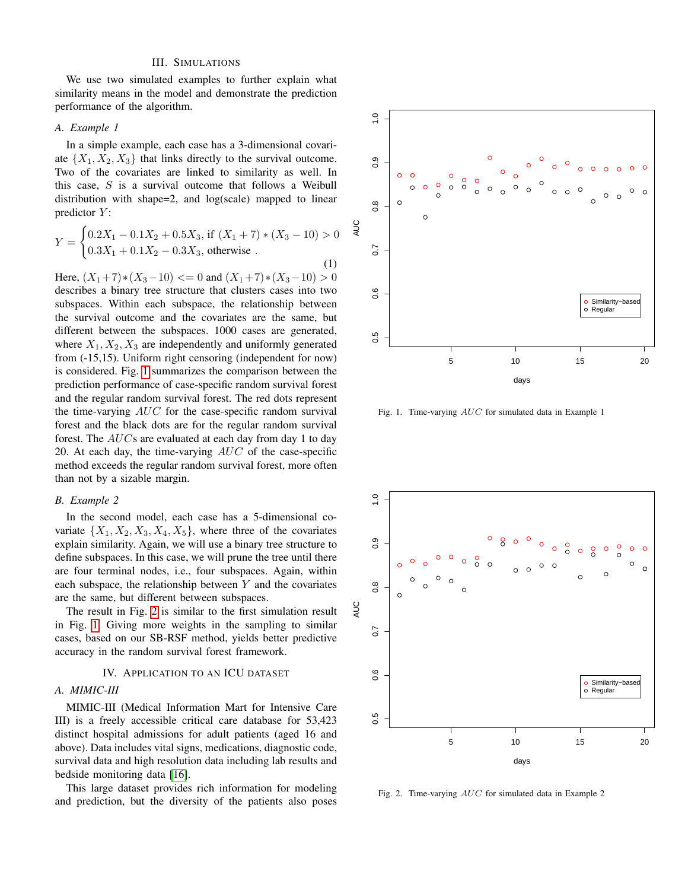## III. Simulations

We use two simulated examples to further explain what similarity means in the model and demonstrate the prediction performance of the algorithm.

### A. Example 1

In a simple example, each case has a 3-dimensional covariate $\{X_1, X_2, X_3\}$ that links directly to the survival outcome. Two of the covariates are linked to similarity as well. In this case, $S$ is a survival outcome that follows a Weibull distribution with shape=2, and log(scale) mapped to linear predictor $Y$:

$$Y = \begin{cases} 0.2X_1 - 0.1X_2 + 0.5X_3, \text{ if } (X_1 + 7) * (X_3 - 10) > 0 \\ 0.3X_1 + 0.1X_2 - 0.3X_3, \text{ otherwise }. \end{cases} \tag{1}$$

Here, $(X_1+7)*(X_3-10) <= 0$ and $(X_1+7)*(X_3-10) > 0$ describes a binary tree structure that clusters cases into two subspaces. Within each subspace, the relationship between the survival outcome and the covariates are the same, but different between the subspaces. 1000 cases are generated, where $X_1, X_2, X_3$ are independently and uniformly generated from (-15,15). Uniform right censoring (independent for now) is considered. Fig. 1 summarizes the comparison between the prediction performance of case-specific random survival forest and the regular random survival forest. The red dots represent the time-varying $AUC$ for the case-specific random survival forest and the black dots are for the regular random survival forest. The $AUC$s are evaluated at each day from day 1 to day 20. At each day, the time-varying $AUC$ of the case-specific method exceeds the regular random survival forest, more often than not by a sizable margin.

Fig. 1. Time-varying $AUC$ for simulated data in Example 1

### B. Example 2

In the second model, each case has a 5-dimensional covariate $\{X_1, X_2, X_3, X_4, X_5\}$, where three of the covariates explain similarity. Again, we will use a binary tree structure to define subspaces. In this case, we will prune the tree until there are four terminal nodes, i.e., four subspaces. Again, within each subspace, the relationship between $Y$ and the covariates are the same, but different between subspaces.

The result in Fig. 2 is similar to the first simulation result in Fig. 1. Giving more weights in the sampling to similar cases, based on our SB-RSF method, yields better predictive accuracy in the random survival forest framework.

Fig. 2. Time-varying $AUC$ for simulated data in Example 2

## IV. Application to an ICU dataset

### A. MIMIC-III

MIMIC-III (Medical Information Mart for Intensive Care III) is a freely accessible critical care database for 53,423 distinct hospital admissions for adult patients (aged 16 and above). Data includes vital signs, medications, diagnostic code, survival data and high resolution data including lab results and bedside monitoring data [16].

This large dataset provides rich information for modeling and prediction, but the diversity of the patients also poses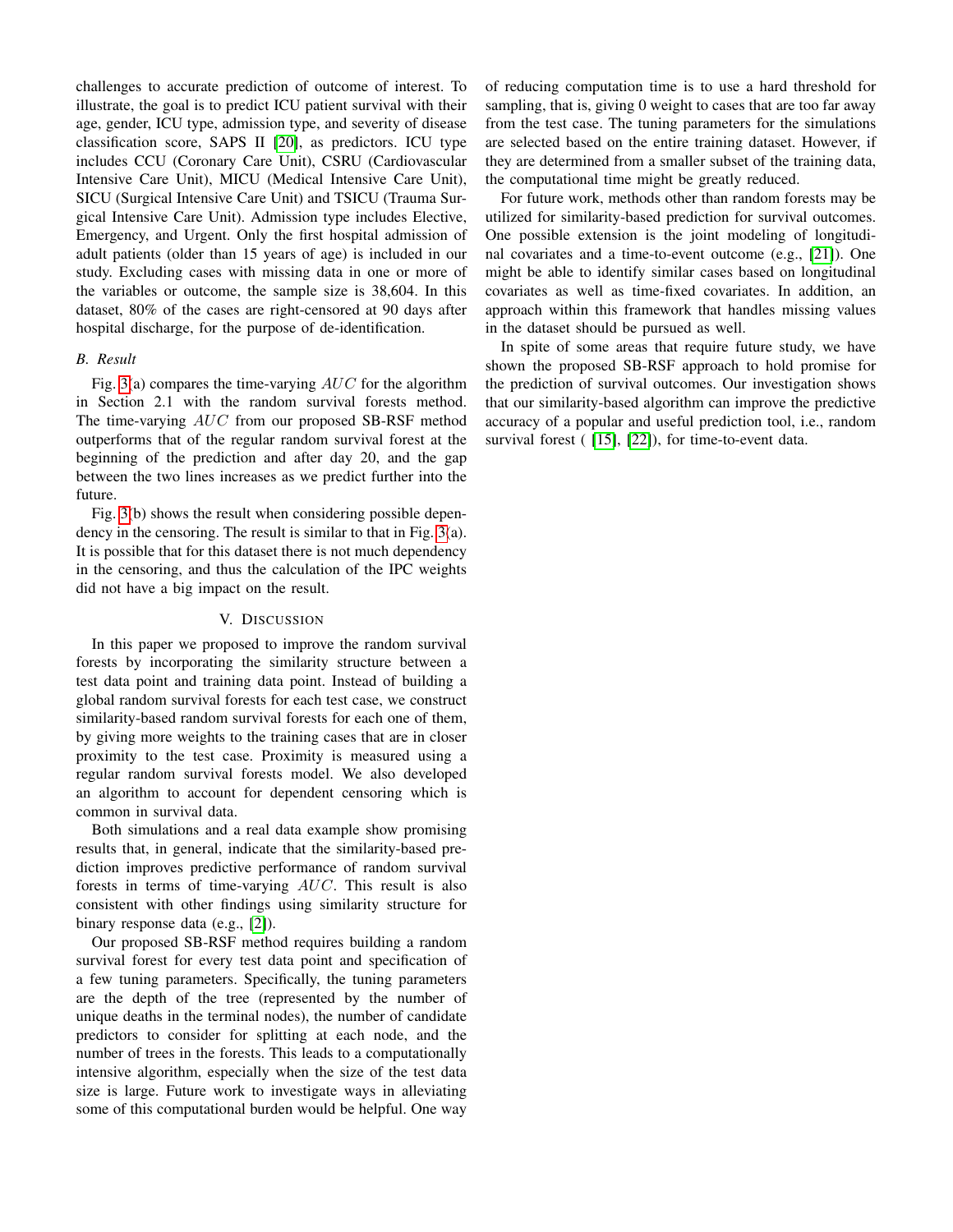challenges to accurate prediction of outcome of interest. To illustrate, the goal is to predict ICU patient survival with their age, gender, ICU type, admission type, and severity of disease classification score, SAPS II [20], as predictors. ICU type includes CCU (Coronary Care Unit), CSRU (Cardiovascular Intensive Care Unit), MICU (Medical Intensive Care Unit), SICU (Surgical Intensive Care Unit) and TSICU (Trauma Surgical Intensive Care Unit). Admission type includes Elective, Emergency, and Urgent. Only the first hospital admission of adult patients (older than 15 years of age) is included in our study. Excluding cases with missing data in one or more of the variables or outcome, the sample size is 38,604. In this dataset, 80% of the cases are right-censored at 90 days after hospital discharge, for the purpose of de-identification.

### B. Result

Fig. 3(a) compares the time-varying $AUC$ for the algorithm in Section 2.1 with the random survival forests method. The time-varying $AUC$ from our proposed SB-RSF method outperforms that of the regular random survival forest at the beginning of the prediction and after day 20, and the gap between the two lines increases as we predict further into the future.

Fig. 3(b) shows the result when considering possible dependency in the censoring. The result is similar to that in Fig. 3(a). It is possible that for this dataset there is not much dependency in the censoring, and thus the calculation of the IPC weights did not have a big impact on the result.

## V. Discussion

In this paper we proposed to improve the random survival forests by incorporating the similarity structure between a test data point and training data point. Instead of building a global random survival forests for each test case, we construct similarity-based random survival forests for each one of them, by giving more weights to the training cases that are in closer proximity to the test case. Proximity is measured using a regular random survival forests model. We also developed an algorithm to account for dependent censoring which is common in survival data.

Both simulations and a real data example show promising results that, in general, indicate that the similarity-based prediction improves predictive performance of random survival forests in terms of time-varying $AUC$. This result is also consistent with other findings using similarity structure for binary response data (e.g., [2]).

Our proposed SB-RSF method requires building a random survival forest for every test data point and specification of a few tuning parameters. Specifically, the tuning parameters are the depth of the tree (represented by the number of unique deaths in the terminal nodes), the number of candidate predictors to consider for splitting at each node, and the number of trees in the forests. This leads to a computationally intensive algorithm, especially when the size of the test data size is large. Future work to investigate ways in alleviating some of this computational burden would be helpful. One way of reducing computation time is to use a hard threshold for sampling, that is, giving 0 weight to cases that are too far away from the test case. The tuning parameters for the simulations are selected based on the entire training dataset. However, if they are determined from a smaller subset of the training data, the computational time might be greatly reduced.

For future work, methods other than random forests may be utilized for similarity-based prediction for survival outcomes. One possible extension is the joint modeling of longitudinal covariates and a time-to-event outcome (e.g., [21]). One might be able to identify similar cases based on longitudinal covariates as well as time-fixed covariates. In addition, an approach within this framework that handles missing values in the dataset should be pursued as well.

In spite of some areas that require future study, we have shown the proposed SB-RSF approach to hold promise for the prediction of survival outcomes. Our investigation shows that our similarity-based algorithm can improve the predictive accuracy of a popular and useful prediction tool, i.e., random survival forest ( [15], [22]), for time-to-event data.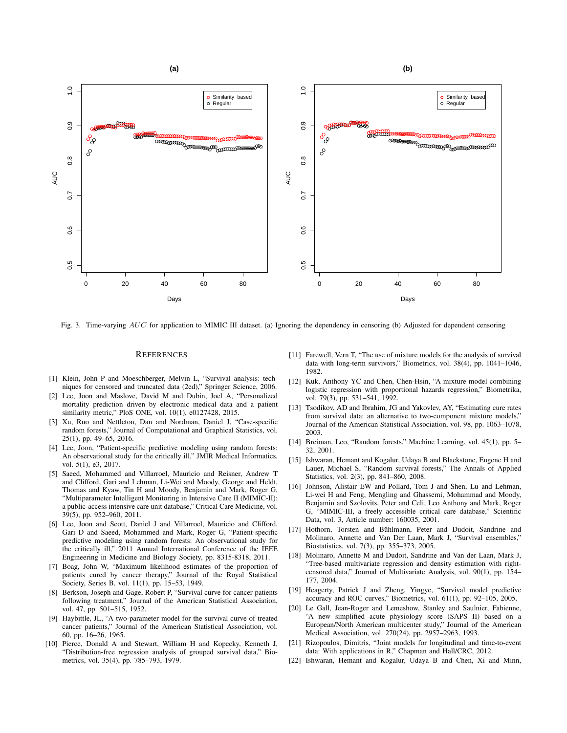Fig. 3. Time-varying $AUC$ for application to MIMIC III dataset. (a) Ignoring the dependency in censoring (b) Adjusted for dependent censoring

## REFERENCES

[1] Klein, John P and Moeschberger, Melvin L, "Survival analysis: techniques for censored and truncated data (2ed)," Springer Science, 2006.

[2] Lee, Joon and Maslove, David M and Dubin, Joel A, "Personalized mortality prediction driven by electronic medical data and a patient similarity metric," PloS ONE, vol. 10(1), e0127428, 2015.

[3] Xu, Ruo and Nettleton, Dan and Nordman, Daniel J, "Case-specific random forests," Journal of Computational and Graphical Statistics, vol. 25(1), pp. 49–65, 2016.

[4] Lee, Joon, "Patient-specific predictive modeling using random forests: An observational study for the critically ill," JMIR Medical Informatics, vol. 5(1), e3, 2017.

[5] Saeed, Mohammed and Villarroel, Mauricio and Reisner, Andrew T and Clifford, Gari and Lehman, Li-Wei and Moody, George and Heldt, Thomas and Kyaw, Tin H and Moody, Benjamin and Mark, Roger G, "Multiparameter Intelligent Monitoring in Intensive Care II (MIMIC-II): a public-access intensive care unit database," Critical Care Medicine, vol. 39(5), pp. 952–960, 2011.

[6] Lee, Joon and Scott, Daniel J and Villarroel, Mauricio and Clifford, Gari D and Saeed, Mohammed and Mark, Roger G, "Patient-specific predictive modeling using random forests: An observational study for the critically ill," 2011 Annual International Conference of the IEEE Engineering in Medicine and Biology Society, pp. 8315-8318, 2011.

[7] Boag, John W, "Maximum likelihood estimates of the proportion of patients cured by cancer therapy," Journal of the Royal Statistical Society, Series B, vol. 11(1), pp. 15–53, 1949.

[8] Berkson, Joseph and Gage, Robert P, "Survival curve for cancer patients following treatment," Journal of the American Statistical Association, vol. 47, pp. 501–515, 1952.

[9] Haybittle, JL, "A two-parameter model for the survival curve of treated cancer patients," Journal of the American Statistical Association, vol. 60, pp. 16–26, 1965.

[10] Pierce, Donald A and Stewart, William H and Kopecky, Kenneth J, "Distribution-free regression analysis of grouped survival data," Biometrics, vol. 35(4), pp. 785–793, 1979.

[11] Farewell, Vern T, "The use of mixture models for the analysis of survival data with long-term survivors," Biometrics, vol. 38(4), pp. 1041–1046, 1982.

[12] Kuk, Anthony YC and Chen, Chen-Hsin, "A mixture model combining logistic regression with proportional hazards regression," Biometrika, vol. 79(3), pp. 531–541, 1992.

[13] Tsodikov, AD and Ibrahim, JG and Yakovlev, AY, "Estimating cure rates from survival data: an alternative to two-component mixture models," Journal of the American Statistical Association, vol. 98, pp. 1063–1078, 2003.

[14] Breiman, Leo, "Random forests," Machine Learning, vol. 45(1), pp. 5–32, 2001.

[15] Ishwaran, Hemant and Kogalur, Udaya B and Blackstone, Eugene H and Lauer, Michael S, "Random survival forests," The Annals of Applied Statistics, vol. 2(3), pp. 841–860, 2008.

[16] Johnson, Alistair EW and Pollard, Tom J and Shen, Lu and Lehman, Li-wei H and Feng, Mengling and Ghassemi, Mohammad and Moody, Benjamin and Szolovits, Peter and Celi, Leo Anthony and Mark, Roger G, "MIMIC-III, a freely accessible critical care database," Scientific Data, vol. 3, Article number: 160035, 2001.

[17] Hothorn, Torsten and Bühlmann, Peter and Dudoit, Sandrine and Molinaro, Annette and Van Der Laan, Mark J, "Survival ensembles," Biostatistics, vol. 7(3), pp. 355–373, 2005.

[18] Molinaro, Annette M and Dudoit, Sandrine and Van der Laan, Mark J, "Tree-based multivariate regression and density estimation with right-censored data," Journal of Multivariate Analysis, vol. 90(1), pp. 154–177, 2004.

[19] Heagerty, Patrick J and Zheng, Yingye, "Survival model predictive accuracy and ROC curves," Biometrics, vol. 61(1), pp. 92–105, 2005.

[20] Le Gall, Jean-Roger and Lemeshow, Stanley and Saulnier, Fabienne, "A new simplified acute physiology score (SAPS II) based on a European/North American multicenter study," Journal of the American Medical Association, vol. 270(24), pp. 2957–2963, 1993.

[21] Rizopoulos, Dimitris, "Joint models for longitudinal and time-to-event data: With applications in R," Chapman and Hall/CRC, 2012.

[22] Ishwaran, Hemant and Kogalur, Udaya B and Chen, Xi and Minn,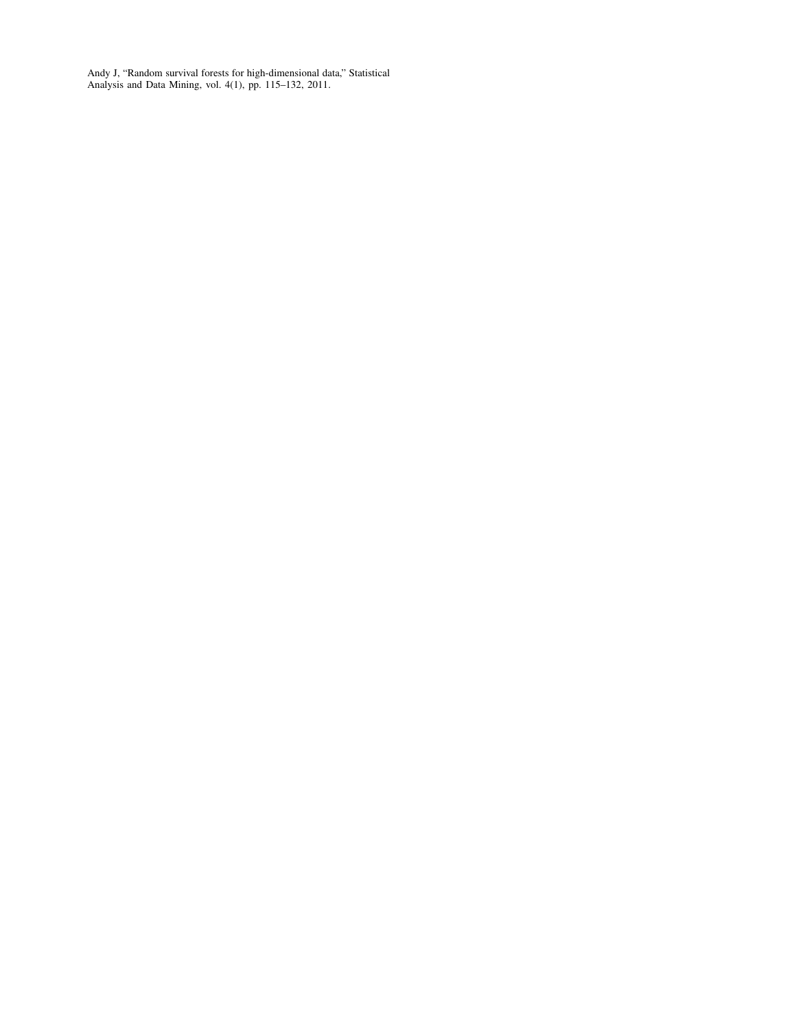Andy J, "Random survival forests for high-dimensional data," Statistical Analysis and Data Mining, vol. 4(1), pp. 115–132, 2011.